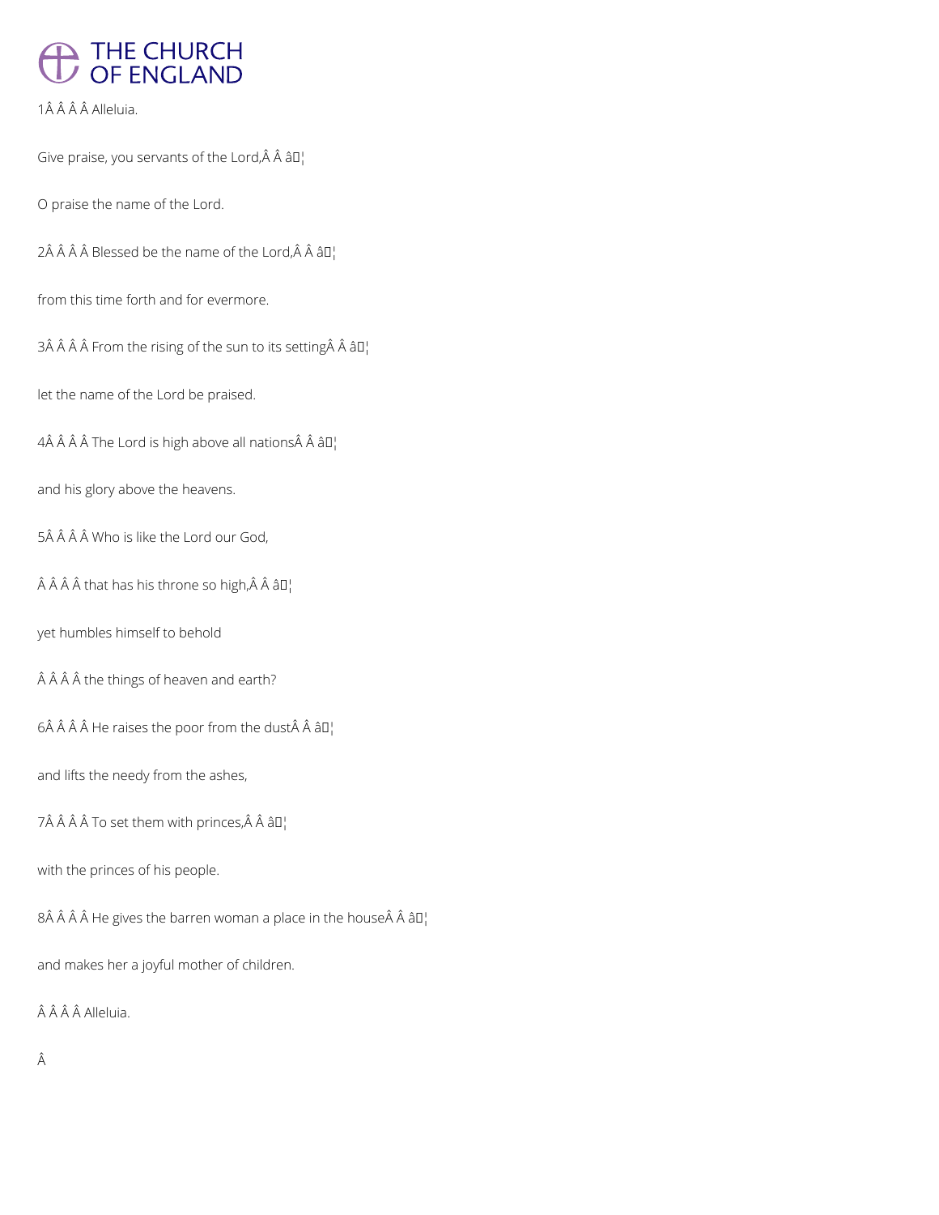1Â Â Â Â Alleluia.

Give praise, you servants of the Lord,Â Â â¦

O praise the name of the Lord.

2Â Â Â Â Blessed be the name of the Lord,Â Â â¦

from this time forth and for evermore.

3Â Â Â Â From the rising of the sun to its settingÂ Â â¦

let the name of the Lord be praised.

4Â Â Â Â The Lord is high above all nationsÂ Â â¦

and his glory above the heavens.

5Â Â Â Â Who is like the Lord our God,

Â Â Â Â that has his throne so high,Â Â â¦

yet humbles himself to behold

Â Â Â Â the things of heaven and earth?

6Â Â Â Â He raises the poor from the dustÂ Â â¦

and lifts the needy from the ashes,

7Â Â Â Â To set them with princes,Â Â â¦

with the princes of his people.

8Â Â Â Â He gives the barren woman a place in the houseÂ Â â¦

and makes her a joyful mother of children.

Â Â Â Â Alleluia.

Â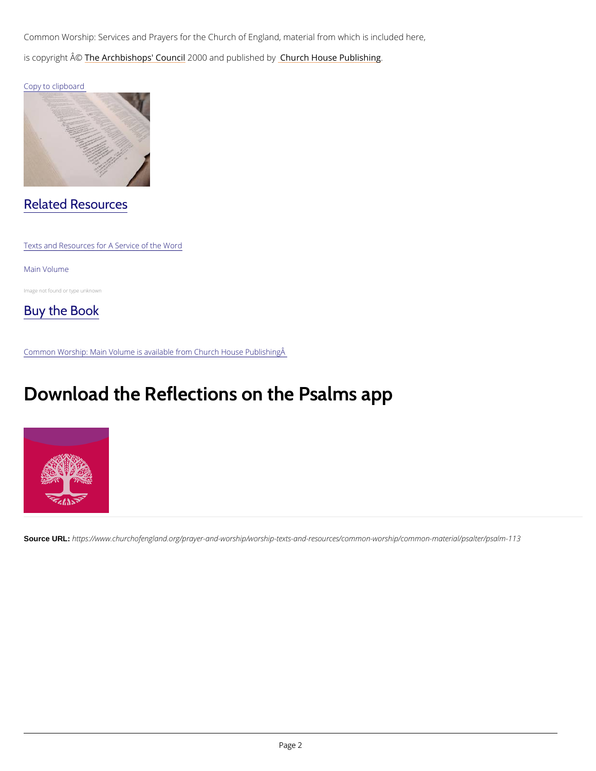Common Worship: Services and Prayers for the Church of England, material from which is included here, is copyright Â© The Archbishops' Council 2000 and published by Church House Publishing.

Copy to clipboard

## Related Resources

Texts and Resources for A Service of the Word

Main Volume

Image not found or type unknown

## Buy the Book

Common Worship: Main Volume is available from Church House PublishingÂ

# Download the Reflections on the Psalms app

**Source URL:** *https://www.churchofengland.org/prayer-and-worship/worship-texts-and-resources/common-worship/common-material/psalter/psalm-113*